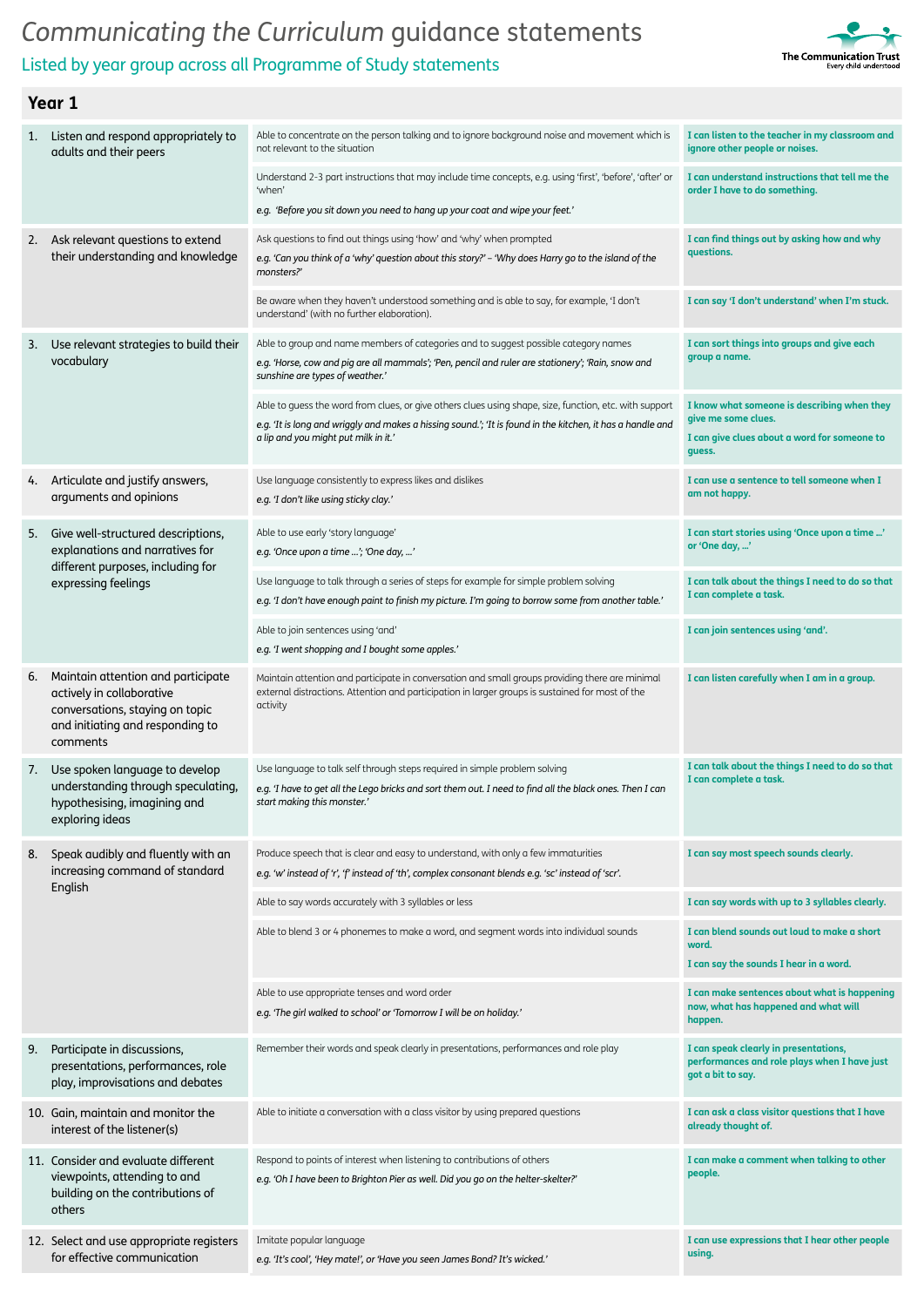# *Communicating the Curriculum* guidance statements

## Listed by year group across all Programme of Study statements

The Communication Trust
Every child understood

### Year 1

| Programme of Study statement | Guidance | Child-friendly statement |
|---|---|---|
| 1. Listen and respond appropriately to adults and their peers | Able to concentrate on the person talking and to ignore background noise and movement which is not relevant to the situation | **I can listen to the teacher in my classroom and ignore other people or noises.** |
| | Understand 2-3 part instructions that may include time concepts, e.g. using 'first', 'before', 'after' or 'when'<br>*e.g. 'Before you sit down you need to hang up your coat and wipe your feet.'* | **I can understand instructions that tell me the order I have to do something.** |
| 2. Ask relevant questions to extend their understanding and knowledge | Ask questions to find out things using 'how' and 'why' when prompted<br>*e.g. 'Can you think of a 'why' question about this story?' – 'Why does Harry go to the island of the monsters?'* | **I can find things out by asking how and why questions.** |
| | Be aware when they haven't understood something and is able to say, for example, 'I don't understand' (with no further elaboration). | **I can say 'I don't understand' when I'm stuck.** |
| 3. Use relevant strategies to build their vocabulary | Able to group and name members of categories and to suggest possible category names<br>*e.g. 'Horse, cow and pig are all mammals'; 'Pen, pencil and ruler are stationery'; 'Rain, snow and sunshine are types of weather.'* | **I can sort things into groups and give each group a name.** |
| | Able to guess the word from clues, or give others clues using shape, size, function, etc. with support<br>*e.g. 'It is long and wriggly and makes a hissing sound.'; 'It is found in the kitchen, it has a handle and a lip and you might put milk in it.'* | **I know what someone is describing when they give me some clues.**<br>**I can give clues about a word for someone to guess.** |
| 4. Articulate and justify answers, arguments and opinions | Use language consistently to express likes and dislikes<br>*e.g. 'I don't like using sticky clay.'* | **I can use a sentence to tell someone when I am not happy.** |
| 5. Give well-structured descriptions, explanations and narratives for different purposes, including for expressing feelings | Able to use early 'story language'<br>*e.g. 'Once upon a time …'; 'One day, …'* | **I can start stories using 'Once upon a time …' or 'One day, …'** |
| | Use language to talk through a series of steps for example for simple problem solving<br>*e.g. 'I don't have enough paint to finish my picture. I'm going to borrow some from another table.'* | **I can talk about the things I need to do so that I can complete a task.** |
| | Able to join sentences using 'and'<br>*e.g. 'I went shopping and I bought some apples.'* | **I can join sentences using 'and'.** |
| 6. Maintain attention and participate actively in collaborative conversations, staying on topic and initiating and responding to comments | Maintain attention and participate in conversation and small groups providing there are minimal external distractions. Attention and participation in larger groups is sustained for most of the activity | **I can listen carefully when I am in a group.** |
| 7. Use spoken language to develop understanding through speculating, hypothesising, imagining and exploring ideas | Use language to talk self through steps required in simple problem solving<br>*e.g. 'I have to get all the Lego bricks and sort them out. I need to find all the black ones. Then I can start making this monster.'* | **I can talk about the things I need to do so that I can complete a task.** |
| 8. Speak audibly and fluently with an increasing command of standard English | Produce speech that is clear and easy to understand, with only a few immaturities<br>*e.g. 'w' instead of 'r', 'f' instead of 'th', complex consonant blends e.g. 'sc' instead of 'scr'.* | **I can say most speech sounds clearly.** |
| | Able to say words accurately with 3 syllables or less | **I can say words with up to 3 syllables clearly.** |
| | Able to blend 3 or 4 phonemes to make a word, and segment words into individual sounds | **I can blend sounds out loud to make a short word.**<br>**I can say the sounds I hear in a word.** |
| | Able to use appropriate tenses and word order<br>*e.g. 'The girl walked to school' or 'Tomorrow I will be on holiday.'* | **I can make sentences about what is happening now, what has happened and what will happen.** |
| 9. Participate in discussions, presentations, performances, role play, improvisations and debates | Remember their words and speak clearly in presentations, performances and role play | **I can speak clearly in presentations, performances and role plays when I have just got a bit to say.** |
| 10. Gain, maintain and monitor the interest of the listener(s) | Able to initiate a conversation with a class visitor by using prepared questions | **I can ask a class visitor questions that I have already thought of.** |
| 11. Consider and evaluate different viewpoints, attending to and building on the contributions of others | Respond to points of interest when listening to contributions of others<br>*e.g. 'Oh I have been to Brighton Pier as well. Did you go on the helter-skelter?'* | **I can make a comment when talking to other people.** |
| 12. Select and use appropriate registers for effective communication | Imitate popular language<br>*e.g. 'It's cool', 'Hey mate!', or 'Have you seen James Bond? It's wicked.'* | **I can use expressions that I hear other people using.** |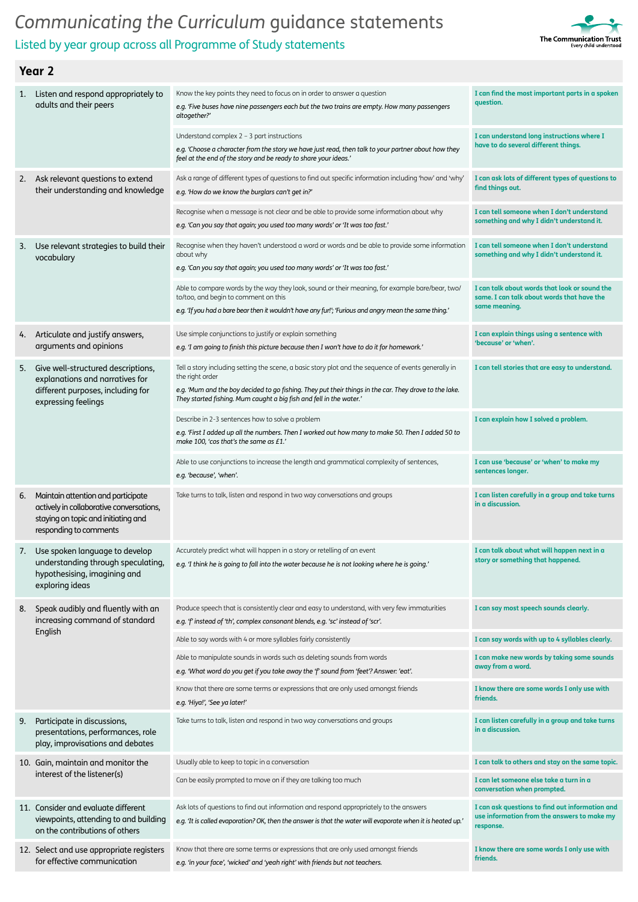# Communicating the Curriculum guidance statements

Listed by year group across all Programme of Study statements

The Communication Trust
Every child understood

## Year 2

| Programme of Study statement | Guidance | Child-friendly statement |
|---|---|---|
| 1. Listen and respond appropriately to adults and their peers | Know the key points they need to focus on in order to answer a question<br>*e.g. 'Five buses have nine passengers each but the two trains are empty. How many passengers altogether?'* | **I can find the most important parts in a spoken question.** |
| | Understand complex 2 – 3 part instructions<br>*e.g. 'Choose a character from the story we have just read, then talk to your partner about how they feel at the end of the story and be ready to share your ideas.'* | **I can understand long instructions where I have to do several different things.** |
| 2. Ask relevant questions to extend their understanding and knowledge | Ask a range of different types of questions to find out specific information including 'how' and 'why'<br>*e.g. 'How do we know the burglars can't get in?'* | **I can ask lots of different types of questions to find things out.** |
| | Recognise when a message is not clear and be able to provide some information about why<br>*e.g. 'Can you say that again; you used too many words' or 'It was too fast.'* | **I can tell someone when I don't understand something and why I didn't understand it.** |
| 3. Use relevant strategies to build their vocabulary | Recognise when they haven't understood a word or words and be able to provide some information about why<br>*e.g. 'Can you say that again; you used too many words' or 'It was too fast.'* | **I can tell someone when I don't understand something and why I didn't understand it.** |
| | Able to compare words by the way they look, sound or their meaning, for example bare/bear, two/to/too, and begin to comment on this<br>*e.g. 'If you had a bare bear then it wouldn't have any fur!'; 'Furious and angry mean the same thing.'* | **I can talk about words that look or sound the same. I can talk about words that have the same meaning.** |
| 4. Articulate and justify answers, arguments and opinions | Use simple conjunctions to justify or explain something<br>*e.g. 'I am going to finish this picture because then I won't have to do it for homework.'* | **I can explain things using a sentence with 'because' or 'when'.** |
| 5. Give well-structured descriptions, explanations and narratives for different purposes, including for expressing feelings | Tell a story including setting the scene, a basic story plot and the sequence of events generally in the right order<br>*e.g. 'Mum and the boy decided to go fishing. They put their things in the car. They drove to the lake. They started fishing. Mum caught a big fish and fell in the water.'* | **I can tell stories that are easy to understand.** |
| | Describe in 2-3 sentences how to solve a problem<br>*e.g. 'First I added up all the numbers. Then I worked out how many to make 50. Then I added 50 to make 100, 'cos that's the same as £1.'* | **I can explain how I solved a problem.** |
| | Able to use conjunctions to increase the length and grammatical complexity of sentences,<br>*e.g. 'because', 'when'.* | **I can use 'because' or 'when' to make my sentences longer.** |
| 6. Maintain attention and participate actively in collaborative conversations, staying on topic and initiating and responding to comments | Take turns to talk, listen and respond in two way conversations and groups | **I can listen carefully in a group and take turns in a discussion.** |
| 7. Use spoken language to develop understanding through speculating, hypothesising, imagining and exploring ideas | Accurately predict what will happen in a story or retelling of an event<br>*e.g. 'I think he is going to fall into the water because he is not looking where he is going.'* | **I can talk about what will happen next in a story or something that happened.** |
| 8. Speak audibly and fluently with an increasing command of standard English | Produce speech that is consistently clear and easy to understand, with very few immaturities<br>*e.g. 'f' instead of 'th', complex consonant blends, e.g. 'sc' instead of 'scr'.* | **I can say most speech sounds clearly.** |
| | Able to say words with 4 or more syllables fairly consistently | **I can say words with up to 4 syllables clearly.** |
| | Able to manipulate sounds in words such as deleting sounds from words<br>*e.g. 'What word do you get if you take away the 'f' sound from 'feet'? Answer: 'eat'.* | **I can make new words by taking some sounds away from a word.** |
| | Know that there are some terms or expressions that are only used amongst friends<br>*e.g. 'Hiya!', 'See ya later!'* | **I know there are some words I only use with friends.** |
| 9. Participate in discussions, presentations, performances, role play, improvisations and debates | Take turns to talk, listen and respond in two way conversations and groups | **I can listen carefully in a group and take turns in a discussion.** |
| 10. Gain, maintain and monitor the interest of the listener(s) | Usually able to keep to topic in a conversation | **I can talk to others and stay on the same topic.** |
| | Can be easily prompted to move on if they are talking too much | **I can let someone else take a turn in a conversation when prompted.** |
| 11. Consider and evaluate different viewpoints, attending to and building on the contributions of others | Ask lots of questions to find out information and respond appropriately to the answers<br>*e.g. 'It is called evaporation? OK, then the answer is that the water will evaporate when it is heated up.'* | **I can ask questions to find out information and use information from the answers to make my response.** |
| 12. Select and use appropriate registers for effective communication | Know that there are some terms or expressions that are only used amongst friends<br>*e.g. 'in your face', 'wicked' and 'yeah right' with friends but not teachers.* | **I know there are some words I only use with friends.** |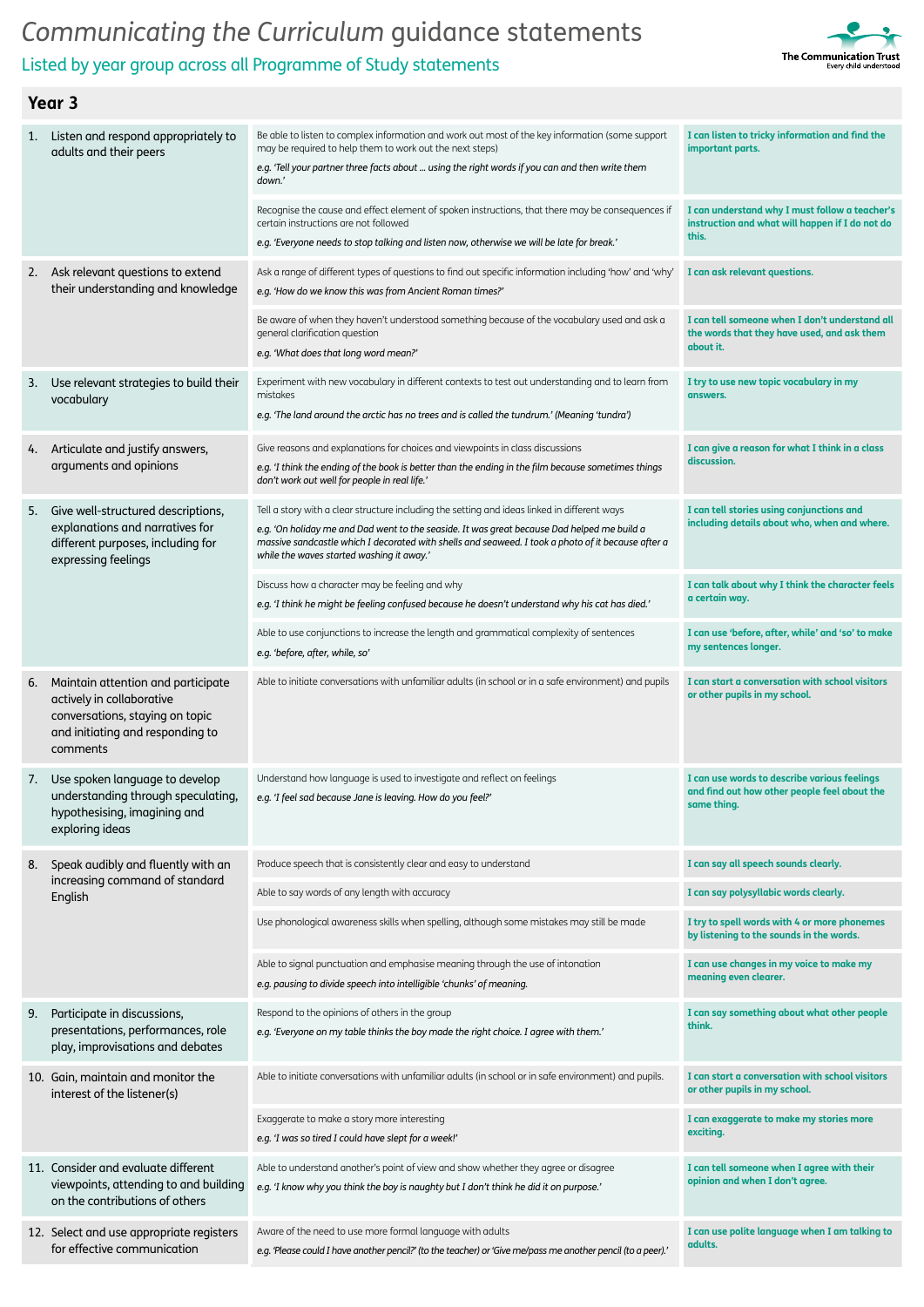# *Communicating the Curriculum* guidance statements

## Listed by year group across all Programme of Study statements

The Communication Trust
Every child understood

### Year 3

| Programme of Study statement | Guidance | Child-friendly statement |
|---|---|---|
| 1. Listen and respond appropriately to adults and their peers | Be able to listen to complex information and work out most of the key information (some support may be required to help them to work out the next steps)<br>*e.g. 'Tell your partner three facts about … using the right words if you can and then write them down.'* | **I can listen to tricky information and find the important parts.** |
| | Recognise the cause and effect element of spoken instructions, that there may be consequences if certain instructions are not followed<br>*e.g. 'Everyone needs to stop talking and listen now, otherwise we will be late for break.'* | **I can understand why I must follow a teacher's instruction and what will happen if I do not do this.** |
| 2. Ask relevant questions to extend their understanding and knowledge | Ask a range of different types of questions to find out specific information including 'how' and 'why'<br>*e.g. 'How do we know this was from Ancient Roman times?'* | **I can ask relevant questions.** |
| | Be aware of when they haven't understood something because of the vocabulary used and ask a general clarification question<br>*e.g. 'What does that long word mean?'* | **I can tell someone when I don't understand all the words that they have used, and ask them about it.** |
| 3. Use relevant strategies to build their vocabulary | Experiment with new vocabulary in different contexts to test out understanding and to learn from mistakes<br>*e.g. 'The land around the arctic has no trees and is called the tundrum.' (Meaning 'tundra')* | **I try to use new topic vocabulary in my answers.** |
| 4. Articulate and justify answers, arguments and opinions | Give reasons and explanations for choices and viewpoints in class discussions<br>*e.g. 'I think the ending of the book is better than the ending in the film because sometimes things don't work out well for people in real life.'* | **I can give a reason for what I think in a class discussion.** |
| 5. Give well-structured descriptions, explanations and narratives for different purposes, including for expressing feelings | Tell a story with a clear structure including the setting and ideas linked in different ways<br>*e.g. 'On holiday me and Dad went to the seaside. It was great because Dad helped me build a massive sandcastle which I decorated with shells and seaweed. I took a photo of it because after a while the waves started washing it away.'* | **I can tell stories using conjunctions and including details about who, when and where.** |
| | Discuss how a character may be feeling and why<br>*e.g. 'I think he might be feeling confused because he doesn't understand why his cat has died.'* | **I can talk about why I think the character feels a certain way.** |
| | Able to use conjunctions to increase the length and grammatical complexity of sentences<br>*e.g. 'before, after, while, so'* | **I can use 'before, after, while' and 'so' to make my sentences longer.** |
| 6. Maintain attention and participate actively in collaborative conversations, staying on topic and initiating and responding to comments | Able to initiate conversations with unfamiliar adults (in school or in a safe environment) and pupils | **I can start a conversation with school visitors or other pupils in my school.** |
| 7. Use spoken language to develop understanding through speculating, hypothesising, imagining and exploring ideas | Understand how language is used to investigate and reflect on feelings<br>*e.g. 'I feel sad because Jane is leaving. How do you feel?'* | **I can use words to describe various feelings and find out how other people feel about the same thing.** |
| 8. Speak audibly and fluently with an increasing command of standard English | Produce speech that is consistently clear and easy to understand | **I can say all speech sounds clearly.** |
| | Able to say words of any length with accuracy | **I can say polysyllabic words clearly.** |
| | Use phonological awareness skills when spelling, although some mistakes may still be made | **I try to spell words with 4 or more phonemes by listening to the sounds in the words.** |
| | Able to signal punctuation and emphasise meaning through the use of intonation<br>*e.g. pausing to divide speech into intelligible 'chunks' of meaning.* | **I can use changes in my voice to make my meaning even clearer.** |
| 9. Participate in discussions, presentations, performances, role play, improvisations and debates | Respond to the opinions of others in the group<br>*e.g. 'Everyone on my table thinks the boy made the right choice. I agree with them.'* | **I can say something about what other people think.** |
| 10. Gain, maintain and monitor the interest of the listener(s) | Able to initiate conversations with unfamiliar adults (in school or in safe environment) and pupils. | **I can start a conversation with school visitors or other pupils in my school.** |
| | Exaggerate to make a story more interesting<br>*e.g. 'I was so tired I could have slept for a week!'* | **I can exaggerate to make my stories more exciting.** |
| 11. Consider and evaluate different viewpoints, attending to and building on the contributions of others | Able to understand another's point of view and show whether they agree or disagree<br>*e.g. 'I know why you think the boy is naughty but I don't think he did it on purpose.'* | **I can tell someone when I agree with their opinion and when I don't agree.** |
| 12. Select and use appropriate registers for effective communication | Aware of the need to use more formal language with adults<br>*e.g. 'Please could I have another pencil?' (to the teacher) or 'Give me/pass me another pencil (to a peer).'* | **I can use polite language when I am talking to adults.** |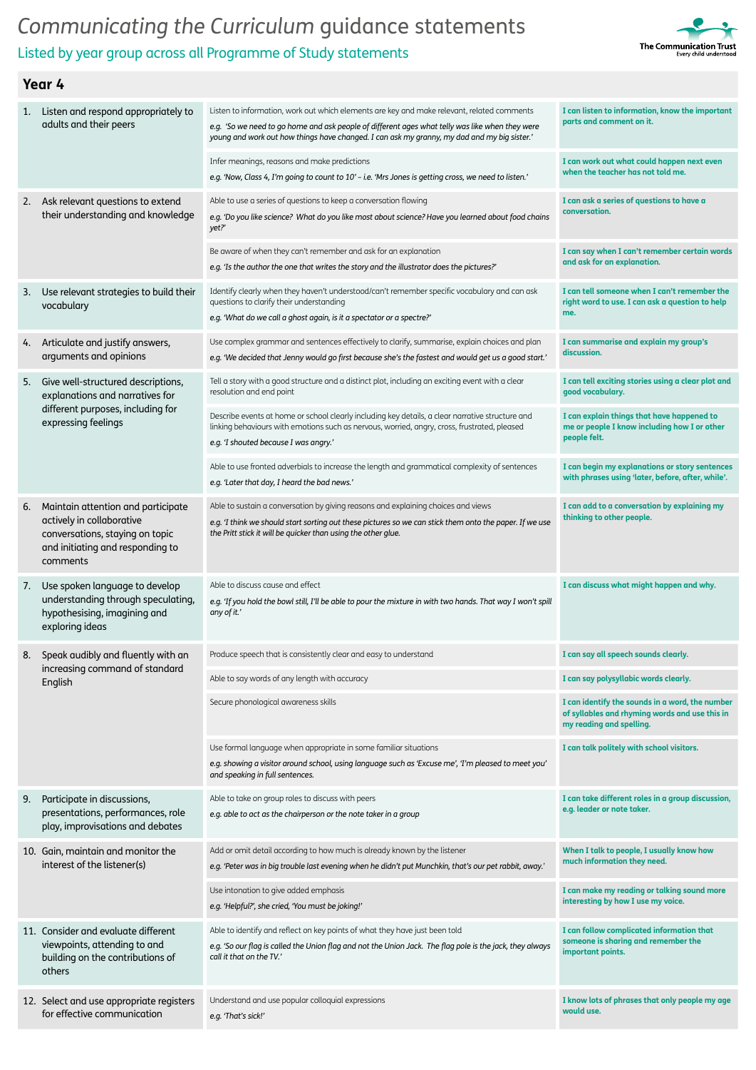# *Communicating the Curriculum* guidance statements

## Listed by year group across all Programme of Study statements

The Communication Trust
Every child understood

### Year 4

| Programme of Study statement | Guidance | I can statement |
|---|---|---|
| 1. Listen and respond appropriately to adults and their peers | Listen to information, work out which elements are key and make relevant, related comments<br>*e.g. 'So we need to go home and ask people of different ages what telly was like when they were young and work out how things have changed. I can ask my granny, my dad and my big sister.'* | **I can listen to information, know the important parts and comment on it.** |
| | Infer meanings, reasons and make predictions<br>*e.g. 'Now, Class 4, I'm going to count to 10' – i.e. 'Mrs Jones is getting cross, we need to listen.'* | **I can work out what could happen next even when the teacher has not told me.** |
| 2. Ask relevant questions to extend their understanding and knowledge | Able to use a series of questions to keep a conversation flowing<br>*e.g. 'Do you like science? What do you like most about science? Have you learned about food chains yet?'* | **I can ask a series of questions to have a conversation.** |
| | Be aware of when they can't remember and ask for an explanation<br>*e.g. 'Is the author the one that writes the story and the illustrator does the pictures?'* | **I can say when I can't remember certain words and ask for an explanation.** |
| 3. Use relevant strategies to build their vocabulary | Identify clearly when they haven't understood/can't remember specific vocabulary and can ask questions to clarify their understanding<br>*e.g. 'What do we call a ghost again, is it a spectator or a spectre?'* | **I can tell someone when I can't remember the right word to use. I can ask a question to help me.** |
| 4. Articulate and justify answers, arguments and opinions | Use complex grammar and sentences effectively to clarify, summarise, explain choices and plan<br>*e.g. 'We decided that Jenny would go first because she's the fastest and would get us a good start.'* | **I can summarise and explain my group's discussion.** |
| 5. Give well-structured descriptions, explanations and narratives for different purposes, including for expressing feelings | Tell a story with a good structure and a distinct plot, including an exciting event with a clear resolution and end point | **I can tell exciting stories using a clear plot and good vocabulary.** |
| | Describe events at home or school clearly including key details, a clear narrative structure and linking behaviours with emotions such as nervous, worried, angry, cross, frustrated, pleased<br>*e.g. 'I shouted because I was angry.'* | **I can explain things that have happened to me or people I know including how I or other people felt.** |
| | Able to use fronted adverbials to increase the length and grammatical complexity of sentences<br>*e.g. 'Later that day, I heard the bad news.'* | **I can begin my explanations or story sentences with phrases using 'later, before, after, while'.** |
| 6. Maintain attention and participate actively in collaborative conversations, staying on topic and initiating and responding to comments | Able to sustain a conversation by giving reasons and explaining choices and views<br>*e.g. 'I think we should start sorting out these pictures so we can stick them onto the paper. If we use the Pritt stick it will be quicker than using the other glue.* | **I can add to a conversation by explaining my thinking to other people.** |
| 7. Use spoken language to develop understanding through speculating, hypothesising, imagining and exploring ideas | Able to discuss cause and effect<br>*e.g. 'If you hold the bowl still, I'll be able to pour the mixture in with two hands. That way I won't spill any of it.'* | **I can discuss what might happen and why.** |
| 8. Speak audibly and fluently with an increasing command of standard English | Produce speech that is consistently clear and easy to understand | **I can say all speech sounds clearly.** |
| | Able to say words of any length with accuracy | **I can say polysyllabic words clearly.** |
| | Secure phonological awareness skills | **I can identify the sounds in a word, the number of syllables and rhyming words and use this in my reading and spelling.** |
| | Use formal language when appropriate in some familiar situations<br>*e.g. showing a visitor around school, using language such as 'Excuse me', 'I'm pleased to meet you' and speaking in full sentences.* | **I can talk politely with school visitors.** |
| 9. Participate in discussions, presentations, performances, role play, improvisations and debates | Able to take on group roles to discuss with peers<br>*e.g. able to act as the chairperson or the note taker in a group* | **I can take different roles in a group discussion, e.g. leader or note taker.** |
| 10. Gain, maintain and monitor the interest of the listener(s) | Add or omit detail according to how much is already known by the listener<br>*e.g. 'Peter was in big trouble last evening when he didn't put Munchkin, that's our pet rabbit, away.'* | **When I talk to people, I usually know how much information they need.** |
| | Use intonation to give added emphasis<br>*e.g. 'Helpful?', she cried, 'You must be joking!'* | **I can make my reading or talking sound more interesting by how I use my voice.** |
| 11. Consider and evaluate different viewpoints, attending to and building on the contributions of others | Able to identify and reflect on key points of what they have just been told<br>*e.g. 'So our flag is called the Union flag and not the Union Jack. The flag pole is the jack, they always call it that on the TV.'* | **I can follow complicated information that someone is sharing and remember the important points.** |
| 12. Select and use appropriate registers for effective communication | Understand and use popular colloquial expressions<br>*e.g. 'That's sick!'* | **I know lots of phrases that only people my age would use.** |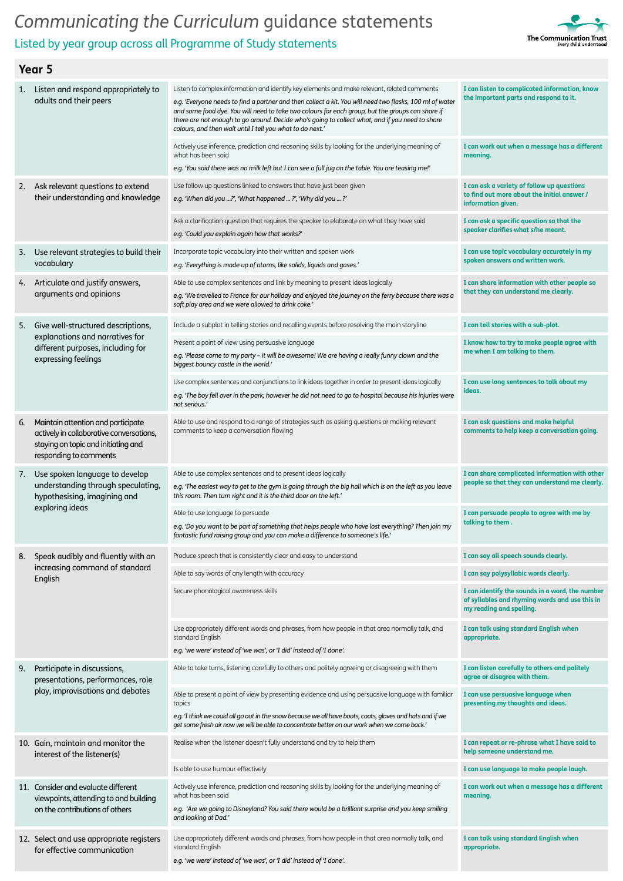# *Communicating the Curriculum* guidance statements

## Listed by year group across all Programme of Study statements

The Communication Trust
Every child understood

## Year 5

| Programme of Study statement | Guidance | Child-friendly statement |
|---|---|---|
| 1. Listen and respond appropriately to adults and their peers | Listen to complex information and identify key elements and make relevant, related comments<br>*e.g. 'Everyone needs to find a partner and then collect a kit. You will need two flasks, 100 ml of water and some food dye. You will need to take two colours for each group, but the groups can share if there are not enough to go around. Decide who's going to collect what, and if you need to share colours, and then wait until I tell you what to do next.'* | **I can listen to complicated information, know the important parts and respond to it.** |
| | Actively use inference, prediction and reasoning skills by looking for the underlying meaning of what has been said<br>*e.g. 'You said there was no milk left but I can see a full jug on the table. You are teasing me!'* | **I can work out when a message has a different meaning.** |
| 2. Ask relevant questions to extend their understanding and knowledge | Use follow up questions linked to answers that have just been given<br>*e.g. 'When did you ...?', 'What happened ... ?', 'Why did you ... ?'* | **I can ask a variety of follow up questions to find out more about the initial answer / information given.** |
| | Ask a clarification question that requires the speaker to elaborate on what they have said<br>*e.g. 'Could you explain again how that works?'* | **I can ask a specific question so that the speaker clarifies what s/he meant.** |
| 3. Use relevant strategies to build their vocabulary | Incorporate topic vocabulary into their written and spoken work<br>*e.g. 'Everything is made up of atoms, like solids, liquids and gases.'* | **I can use topic vocabulary accurately in my spoken answers and written work.** |
| 4. Articulate and justify answers, arguments and opinions | Able to use complex sentences and link by meaning to present ideas logically<br>*e.g. 'We travelled to France for our holiday and enjoyed the journey on the ferry because there was a soft play area and we were allowed to drink coke.'* | **I can share information with other people so that they can understand me clearly.** |
| 5. Give well-structured descriptions, explanations and narratives for different purposes, including for expressing feelings | Include a subplot in telling stories and recalling events before resolving the main storyline | **I can tell stories with a sub-plot.** |
| | Present a point of view using persuasive language<br>*e.g. 'Please come to my party – it will be awesome! We are having a really funny clown and the biggest bouncy castle in the world.'* | **I know how to try to make people agree with me when I am talking to them.** |
| | Use complex sentences and conjunctions to link ideas together in order to present ideas logically<br>*e.g. 'The boy fell over in the park; however he did not need to go to hospital because his injuries were not serious.'* | **I can use long sentences to talk about my ideas.** |
| 6. Maintain attention and participate actively in collaborative conversations, staying on topic and initiating and responding to comments | Able to use and respond to a range of strategies such as asking questions or making relevant comments to keep a conversation flowing | **I can ask questions and make helpful comments to help keep a conversation going.** |
| 7. Use spoken language to develop understanding through speculating, hypothesising, imagining and exploring ideas | Able to use complex sentences and to present ideas logically<br>*e.g. 'The easiest way to get to the gym is going through the big hall which is on the left as you leave this room. Then turn right and it is the third door on the left.'* | **I can share complicated information with other people so that they can understand me clearly.** |
| | Able to use language to persuade<br>*e.g. 'Do you want to be part of something that helps people who have lost everything? Then join my fantastic fund raising group and you can make a difference to someone's life.'* | **I can persuade people to agree with me by talking to them .** |
| 8. Speak audibly and fluently with an increasing command of standard English | Produce speech that is consistently clear and easy to understand | **I can say all speech sounds clearly.** |
| | Able to say words of any length with accuracy | **I can say polysyllabic words clearly.** |
| | Secure phonological awareness skills | **I can identify the sounds in a word, the number of syllables and rhyming words and use this in my reading and spelling.** |
| | Use appropriately different words and phrases, from how people in that area normally talk, and standard English<br>*e.g. 'we were' instead of 'we was', or 'I did' instead of 'I done'.* | **I can talk using standard English when appropriate.** |
| 9. Participate in discussions, presentations, performances, role play, improvisations and debates | Able to take turns, listening carefully to others and politely agreeing or disagreeing with them | **I can listen carefully to others and politely agree or disagree with them.** |
| | Able to present a point of view by presenting evidence and using persuasive language with familiar topics<br>*e.g. 'I think we could all go out in the snow because we all have boots, coats, gloves and hats and if we get some fresh air now we will be able to concentrate better on our work when we come back.'* | **I can use persuasive language when presenting my thoughts and ideas.** |
| 10. Gain, maintain and monitor the interest of the listener(s) | Realise when the listener doesn't fully understand and try to help them | **I can repeat or re-phrase what I have said to help someone understand me.** |
| | Is able to use humour effectively | **I can use language to make people laugh.** |
| 11. Consider and evaluate different viewpoints, attending to and building on the contributions of others | Actively use inference, prediction and reasoning skills by looking for the underlying meaning of what has been said<br>*e.g. 'Are we going to Disneyland? You said there would be a brilliant surprise and you keep smiling and looking at Dad.'* | **I can work out when a message has a different meaning.** |
| 12. Select and use appropriate registers for effective communication | Use appropriately different words and phrases, from how people in that area normally talk, and standard English<br>*e.g. 'we were' instead of 'we was', or 'I did' instead of 'I done'.* | **I can talk using standard English when appropriate.** |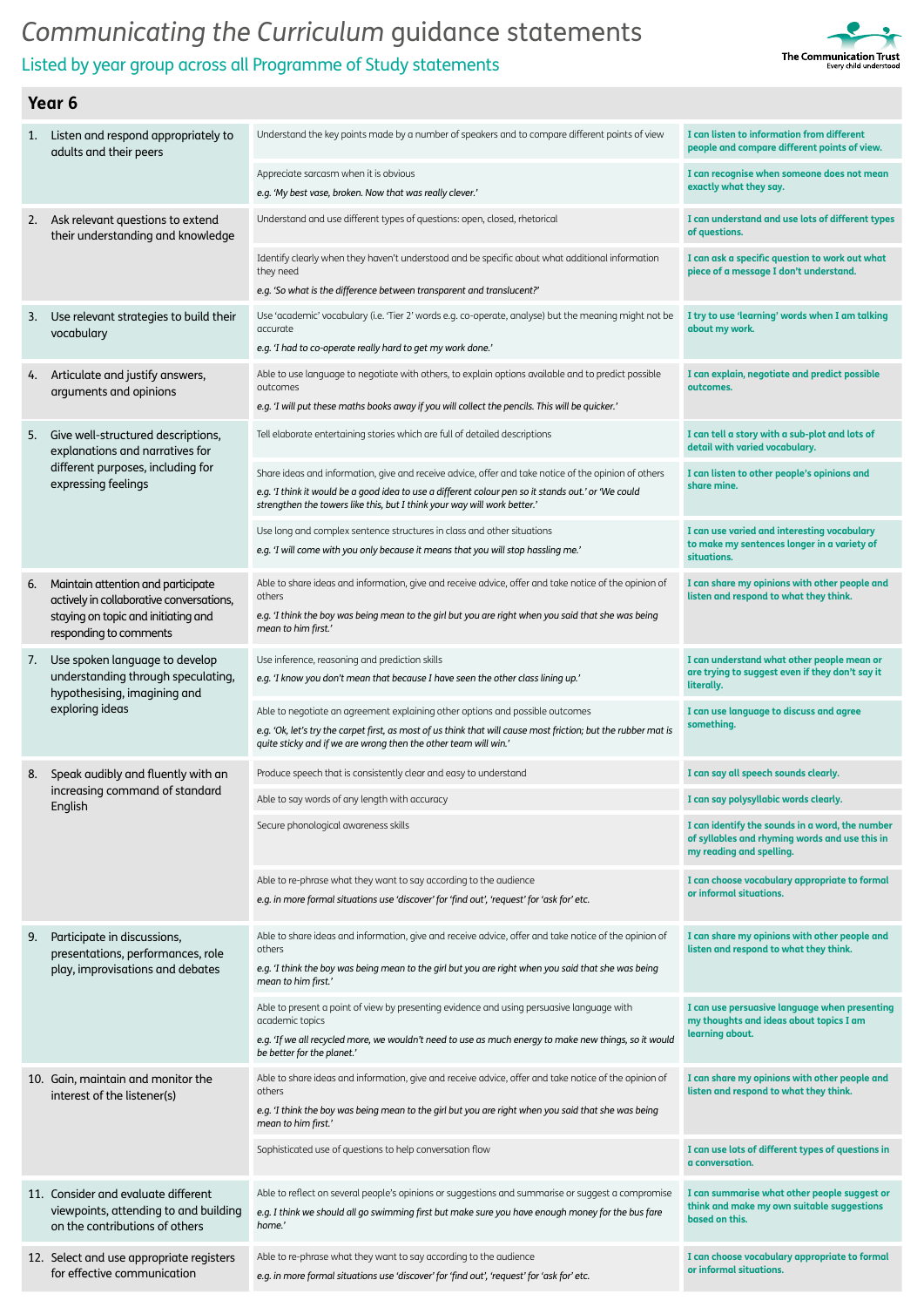# *Communicating the Curriculum* guidance statements

## Listed by year group across all Programme of Study statements

The Communication Trust
Every child understood

### Year 6

| | | |
|---|---|---|
| 1. Listen and respond appropriately to adults and their peers | Understand the key points made by a number of speakers and to compare different points of view | **I can listen to information from different people and compare different points of view.** |
| | Appreciate sarcasm when it is obvious<br>*e.g. 'My best vase, broken. Now that was really clever.'* | **I can recognise when someone does not mean exactly what they say.** |
| 2. Ask relevant questions to extend their understanding and knowledge | Understand and use different types of questions: open, closed, rhetorical | **I can understand and use lots of different types of questions.** |
| | Identify clearly when they haven't understood and be specific about what additional information they need<br>*e.g. 'So what is the difference between transparent and translucent?'* | **I can ask a specific question to work out what piece of a message I don't understand.** |
| 3. Use relevant strategies to build their vocabulary | Use 'academic' vocabulary (i.e. 'Tier 2' words e.g. co-operate, analyse) but the meaning might not be accurate<br>*e.g. 'I had to co-operate really hard to get my work done.'* | **I try to use 'learning' words when I am talking about my work.** |
| 4. Articulate and justify answers, arguments and opinions | Able to use language to negotiate with others, to explain options available and to predict possible outcomes<br>*e.g. 'I will put these maths books away if you will collect the pencils. This will be quicker.'* | **I can explain, negotiate and predict possible outcomes.** |
| 5. Give well-structured descriptions, explanations and narratives for different purposes, including for expressing feelings | Tell elaborate entertaining stories which are full of detailed descriptions | **I can tell a story with a sub-plot and lots of detail with varied vocabulary.** |
| | Share ideas and information, give and receive advice, offer and take notice of the opinion of others<br>*e.g. 'I think it would be a good idea to use a different colour pen so it stands out.' or 'We could strengthen the towers like this, but I think your way will work better.'* | **I can listen to other people's opinions and share mine.** |
| | Use long and complex sentence structures in class and other situations<br>*e.g. 'I will come with you only because it means that you will stop hassling me.'* | **I can use varied and interesting vocabulary to make my sentences longer in a variety of situations.** |
| 6. Maintain attention and participate actively in collaborative conversations, staying on topic and initiating and responding to comments | Able to share ideas and information, give and receive advice, offer and take notice of the opinion of others<br>*e.g. 'I think the boy was being mean to the girl but you are right when you said that she was being mean to him first.'* | **I can share my opinions with other people and listen and respond to what they think.** |
| 7. Use spoken language to develop understanding through speculating, hypothesising, imagining and exploring ideas | Use inference, reasoning and prediction skills<br>*e.g. 'I know you don't mean that because I have seen the other class lining up.'* | **I can understand what other people mean or are trying to suggest even if they don't say it literally.** |
| | Able to negotiate an agreement explaining other options and possible outcomes<br>*e.g. 'Ok, let's try the carpet first, as most of us think that will cause most friction; but the rubber mat is quite sticky and if we are wrong then the other team will win.'* | **I can use language to discuss and agree something.** |
| 8. Speak audibly and fluently with an increasing command of standard English | Produce speech that is consistently clear and easy to understand | **I can say all speech sounds clearly.** |
| | Able to say words of any length with accuracy | **I can say polysyllabic words clearly.** |
| | Secure phonological awareness skills | **I can identify the sounds in a word, the number of syllables and rhyming words and use this in my reading and spelling.** |
| | Able to re-phrase what they want to say according to the audience<br>*e.g. in more formal situations use 'discover' for 'find out', 'request' for 'ask for' etc.* | **I can choose vocabulary appropriate to formal or informal situations.** |
| 9. Participate in discussions, presentations, performances, role play, improvisations and debates | Able to share ideas and information, give and receive advice, offer and take notice of the opinion of others<br>*e.g. 'I think the boy was being mean to the girl but you are right when you said that she was being mean to him first.'* | **I can share my opinions with other people and listen and respond to what they think.** |
| | Able to present a point of view by presenting evidence and using persuasive language with academic topics<br>*e.g. 'If we all recycled more, we wouldn't need to use as much energy to make new things, so it would be better for the planet.'* | **I can use persuasive language when presenting my thoughts and ideas about topics I am learning about.** |
| 10. Gain, maintain and monitor the interest of the listener(s) | Able to share ideas and information, give and receive advice, offer and take notice of the opinion of others<br>*e.g. 'I think the boy was being mean to the girl but you are right when you said that she was being mean to him first.'* | **I can share my opinions with other people and listen and respond to what they think.** |
| | Sophisticated use of questions to help conversation flow | **I can use lots of different types of questions in a conversation.** |
| 11. Consider and evaluate different viewpoints, attending to and building on the contributions of others | Able to reflect on several people's opinions or suggestions and summarise or suggest a compromise<br>*e.g. I think we should all go swimming first but make sure you have enough money for the bus fare home.'* | **I can summarise what other people suggest or think and make my own suitable suggestions based on this.** |
| 12. Select and use appropriate registers for effective communication | Able to re-phrase what they want to say according to the audience<br>*e.g. in more formal situations use 'discover' for 'find out', 'request' for 'ask for' etc.* | **I can choose vocabulary appropriate to formal or informal situations.** |